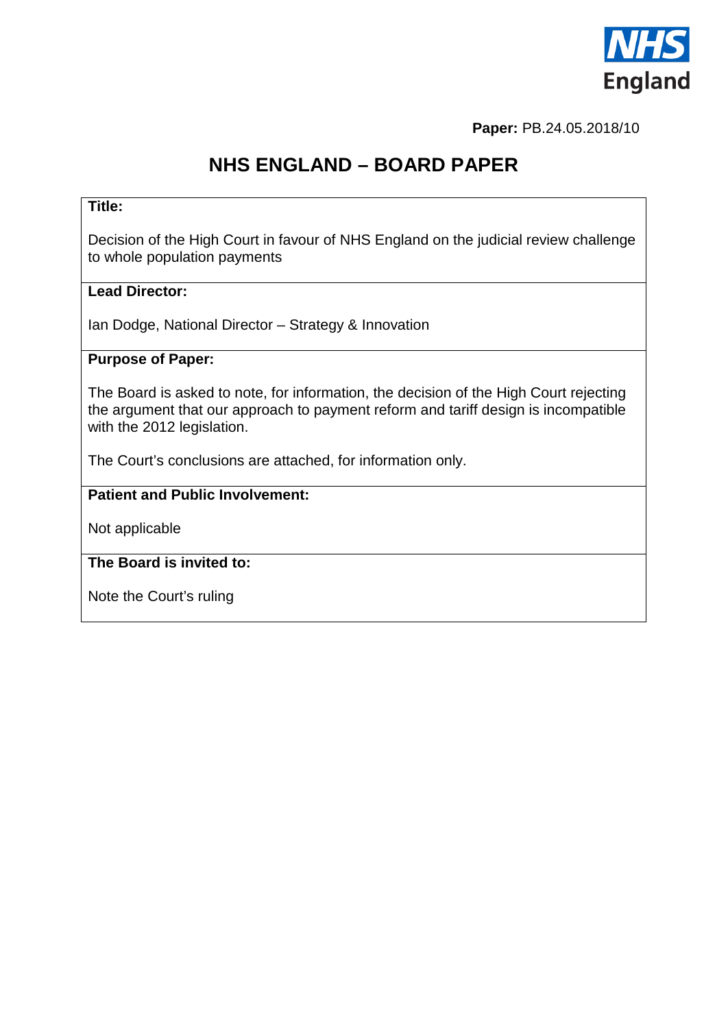**Paper:** PB.24.05.2018/10

# NHS ENGLAND – BOARD PAPER

**Title:**

Decision of the High Court in favour of NHS England on the judicial review challenge to whole population payments

**Lead Director:**

Ian Dodge, National Director – Strategy & Innovation

**Purpose of Paper:**

The Board is asked to note, for information, the decision of the High Court rejecting the argument that our approach to payment reform and tariff design is incompatible with the 2012 legislation.

The Court's conclusions are attached, for information only.

**Patient and Public Involvement:**

Not applicable

**The Board is invited to:**

Note the Court's ruling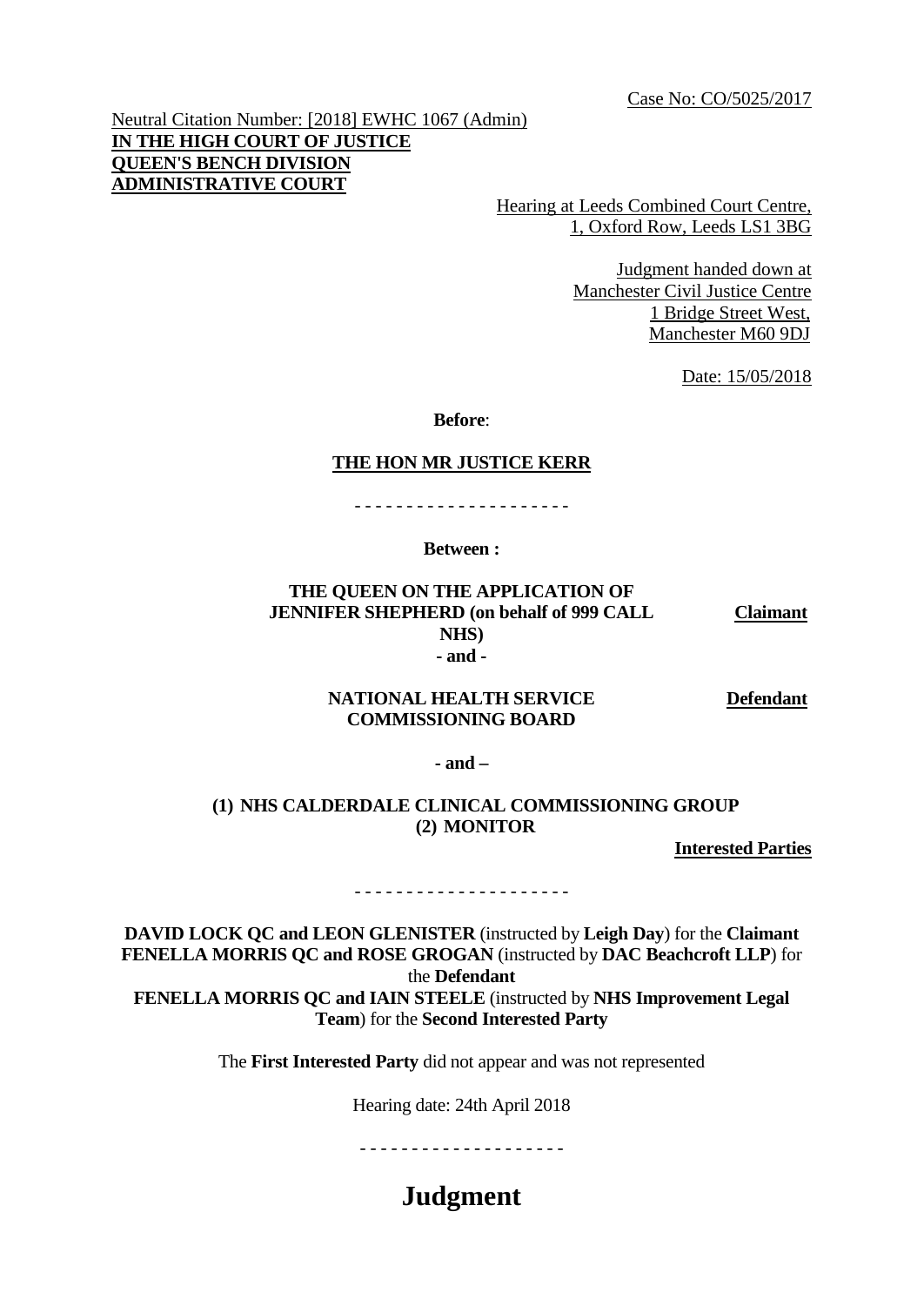Case No: CO/5025/2017

Neutral Citation Number: [2018] EWHC 1067 (Admin)
**IN THE HIGH COURT OF JUSTICE**
**QUEEN'S BENCH DIVISION**
**ADMINISTRATIVE COURT**

Hearing at Leeds Combined Court Centre,
1, Oxford Row, Leeds LS1 3BG

Judgment handed down at
Manchester Civil Justice Centre
1 Bridge Street West,
Manchester M60 9DJ

Date: 15/05/2018

**Before**:

**THE HON MR JUSTICE KERR**

- - - - - - - - - - - - - - - - - - - - -

**Between :**

**THE QUEEN ON THE APPLICATION OF JENNIFER SHEPHERD (on behalf of 999 CALL NHS)** — **Claimant**

**- and -**

**NATIONAL HEALTH SERVICE COMMISSIONING BOARD** — **Defendant**

**- and –**

**(1) NHS CALDERDALE CLINICAL COMMISSIONING GROUP**
**(2) MONITOR**

**Interested Parties**

- - - - - - - - - - - - - - - - - - - - -

**DAVID LOCK QC and LEON GLENISTER** (instructed by **Leigh Day**) for the **Claimant**
**FENELLA MORRIS QC and ROSE GROGAN** (instructed by **DAC Beachcroft LLP**) for the **Defendant**
**FENELLA MORRIS QC and IAIN STEELE** (instructed by **NHS Improvement Legal Team**) for the **Second Interested Party**

The **First Interested Party** did not appear and was not represented

Hearing date: 24th April 2018

- - - - - - - - - - - - - - - - - - - -

# Judgment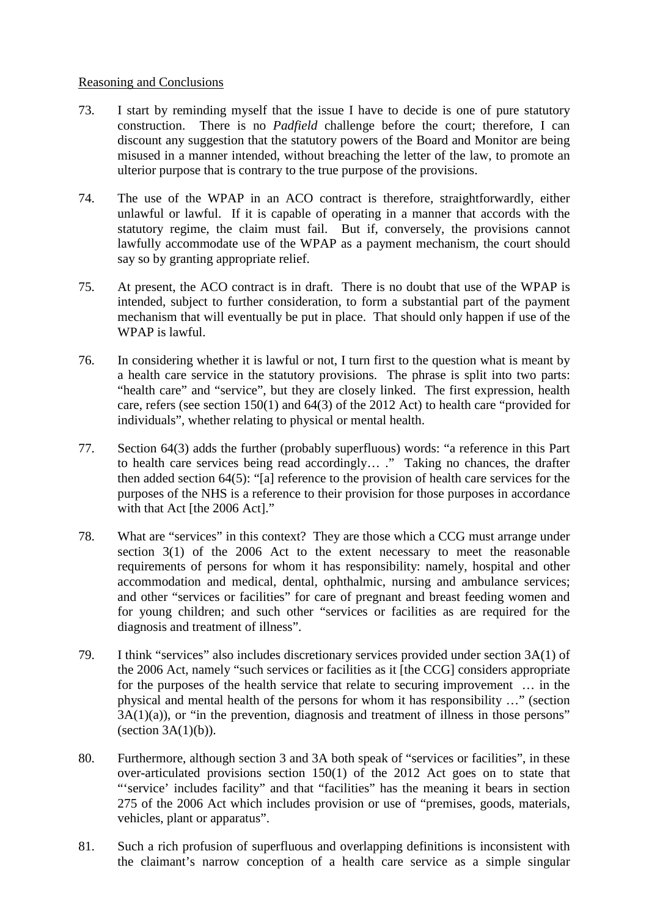Reasoning and Conclusions

73. I start by reminding myself that the issue I have to decide is one of pure statutory construction. There is no *Padfield* challenge before the court; therefore, I can discount any suggestion that the statutory powers of the Board and Monitor are being misused in a manner intended, without breaching the letter of the law, to promote an ulterior purpose that is contrary to the true purpose of the provisions.

74. The use of the WPAP in an ACO contract is therefore, straightforwardly, either unlawful or lawful. If it is capable of operating in a manner that accords with the statutory regime, the claim must fail. But if, conversely, the provisions cannot lawfully accommodate use of the WPAP as a payment mechanism, the court should say so by granting appropriate relief.

75. At present, the ACO contract is in draft. There is no doubt that use of the WPAP is intended, subject to further consideration, to form a substantial part of the payment mechanism that will eventually be put in place. That should only happen if use of the WPAP is lawful.

76. In considering whether it is lawful or not, I turn first to the question what is meant by a health care service in the statutory provisions. The phrase is split into two parts: "health care" and "service", but they are closely linked. The first expression, health care, refers (see section 150(1) and 64(3) of the 2012 Act) to health care "provided for individuals", whether relating to physical or mental health.

77. Section 64(3) adds the further (probably superfluous) words: "a reference in this Part to health care services being read accordingly… ." Taking no chances, the drafter then added section 64(5): "[a] reference to the provision of health care services for the purposes of the NHS is a reference to their provision for those purposes in accordance with that Act [the 2006 Act]."

78. What are "services" in this context? They are those which a CCG must arrange under section 3(1) of the 2006 Act to the extent necessary to meet the reasonable requirements of persons for whom it has responsibility: namely, hospital and other accommodation and medical, dental, ophthalmic, nursing and ambulance services; and other "services or facilities" for care of pregnant and breast feeding women and for young children; and such other "services or facilities as are required for the diagnosis and treatment of illness".

79. I think "services" also includes discretionary services provided under section 3A(1) of the 2006 Act, namely "such services or facilities as it [the CCG] considers appropriate for the purposes of the health service that relate to securing improvement … in the physical and mental health of the persons for whom it has responsibility …" (section 3A(1)(a)), or "in the prevention, diagnosis and treatment of illness in those persons" (section 3A(1)(b)).

80. Furthermore, although section 3 and 3A both speak of "services or facilities", in these over-articulated provisions section 150(1) of the 2012 Act goes on to state that "'service' includes facility" and that "facilities" has the meaning it bears in section 275 of the 2006 Act which includes provision or use of "premises, goods, materials, vehicles, plant or apparatus".

81. Such a rich profusion of superfluous and overlapping definitions is inconsistent with the claimant's narrow conception of a health care service as a simple singular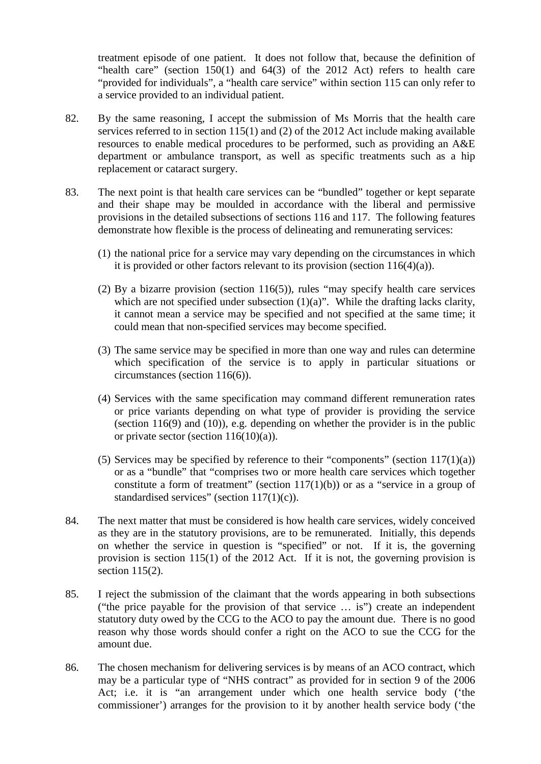treatment episode of one patient. It does not follow that, because the definition of "health care" (section 150(1) and 64(3) of the 2012 Act) refers to health care "provided for individuals", a "health care service" within section 115 can only refer to a service provided to an individual patient.

82. By the same reasoning, I accept the submission of Ms Morris that the health care services referred to in section 115(1) and (2) of the 2012 Act include making available resources to enable medical procedures to be performed, such as providing an A&E department or ambulance transport, as well as specific treatments such as a hip replacement or cataract surgery.

83. The next point is that health care services can be "bundled" together or kept separate and their shape may be moulded in accordance with the liberal and permissive provisions in the detailed subsections of sections 116 and 117. The following features demonstrate how flexible is the process of delineating and remunerating services:

    (1) the national price for a service may vary depending on the circumstances in which it is provided or other factors relevant to its provision (section 116(4)(a)).

    (2) By a bizarre provision (section 116(5)), rules "may specify health care services which are not specified under subsection (1)(a)". While the drafting lacks clarity, it cannot mean a service may be specified and not specified at the same time; it could mean that non-specified services may become specified.

    (3) The same service may be specified in more than one way and rules can determine which specification of the service is to apply in particular situations or circumstances (section 116(6)).

    (4) Services with the same specification may command different remuneration rates or price variants depending on what type of provider is providing the service (section 116(9) and (10)), e.g. depending on whether the provider is in the public or private sector (section 116(10)(a)).

    (5) Services may be specified by reference to their "components" (section 117(1)(a)) or as a "bundle" that "comprises two or more health care services which together constitute a form of treatment" (section 117(1)(b)) or as a "service in a group of standardised services" (section 117(1)(c)).

84. The next matter that must be considered is how health care services, widely conceived as they are in the statutory provisions, are to be remunerated. Initially, this depends on whether the service in question is "specified" or not. If it is, the governing provision is section 115(1) of the 2012 Act. If it is not, the governing provision is section 115(2).

85. I reject the submission of the claimant that the words appearing in both subsections ("the price payable for the provision of that service … is") create an independent statutory duty owed by the CCG to the ACO to pay the amount due. There is no good reason why those words should confer a right on the ACO to sue the CCG for the amount due.

86. The chosen mechanism for delivering services is by means of an ACO contract, which may be a particular type of "NHS contract" as provided for in section 9 of the 2006 Act; i.e. it is "an arrangement under which one health service body ('the commissioner') arranges for the provision to it by another health service body ('the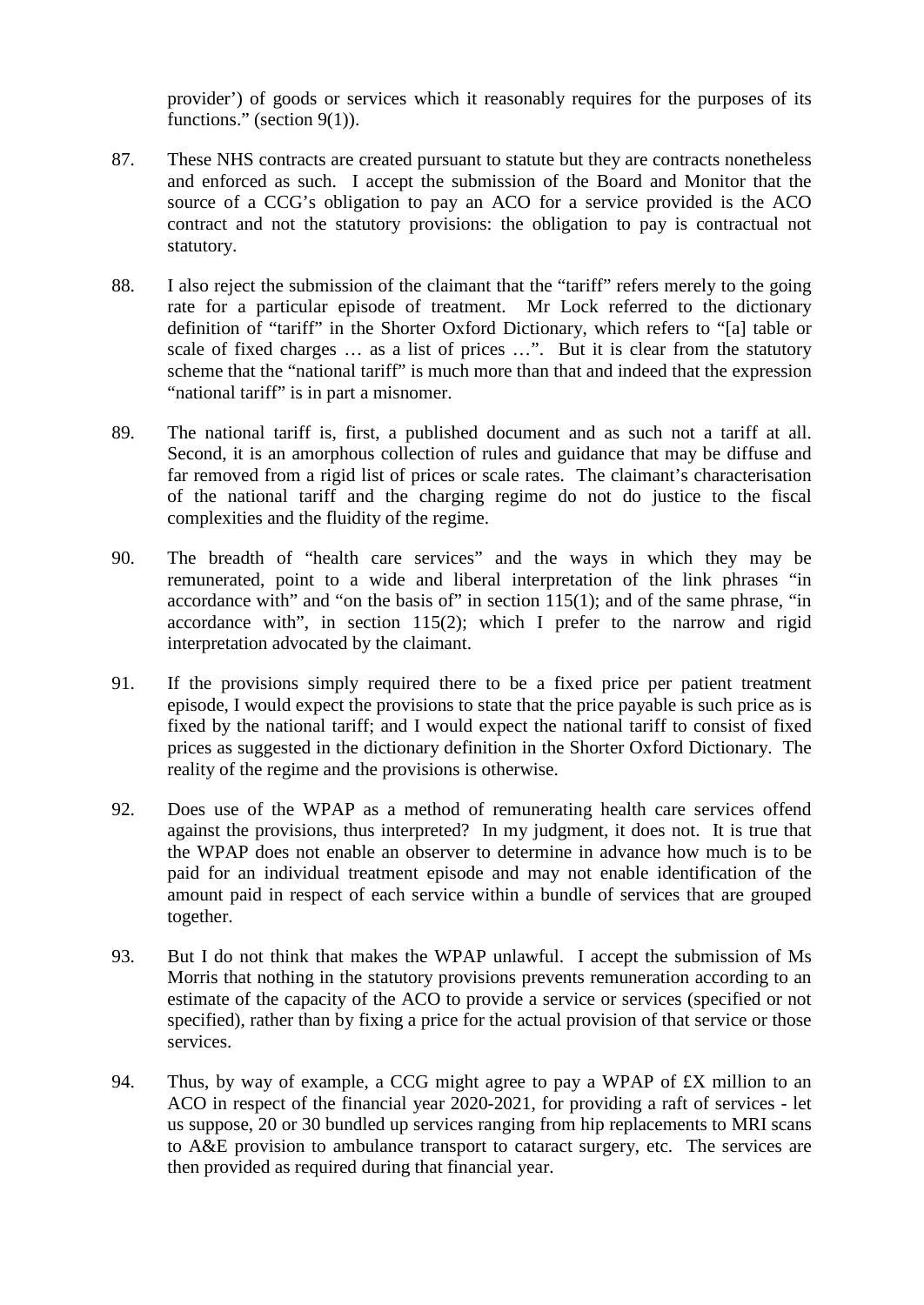provider') of goods or services which it reasonably requires for the purposes of its functions." (section 9(1)).

87. These NHS contracts are created pursuant to statute but they are contracts nonetheless and enforced as such. I accept the submission of the Board and Monitor that the source of a CCG's obligation to pay an ACO for a service provided is the ACO contract and not the statutory provisions: the obligation to pay is contractual not statutory.

88. I also reject the submission of the claimant that the "tariff" refers merely to the going rate for a particular episode of treatment. Mr Lock referred to the dictionary definition of "tariff" in the Shorter Oxford Dictionary, which refers to "[a] table or scale of fixed charges … as a list of prices …". But it is clear from the statutory scheme that the "national tariff" is much more than that and indeed that the expression "national tariff" is in part a misnomer.

89. The national tariff is, first, a published document and as such not a tariff at all. Second, it is an amorphous collection of rules and guidance that may be diffuse and far removed from a rigid list of prices or scale rates. The claimant's characterisation of the national tariff and the charging regime do not do justice to the fiscal complexities and the fluidity of the regime.

90. The breadth of "health care services" and the ways in which they may be remunerated, point to a wide and liberal interpretation of the link phrases "in accordance with" and "on the basis of" in section 115(1); and of the same phrase, "in accordance with", in section 115(2); which I prefer to the narrow and rigid interpretation advocated by the claimant.

91. If the provisions simply required there to be a fixed price per patient treatment episode, I would expect the provisions to state that the price payable is such price as is fixed by the national tariff; and I would expect the national tariff to consist of fixed prices as suggested in the dictionary definition in the Shorter Oxford Dictionary. The reality of the regime and the provisions is otherwise.

92. Does use of the WPAP as a method of remunerating health care services offend against the provisions, thus interpreted? In my judgment, it does not. It is true that the WPAP does not enable an observer to determine in advance how much is to be paid for an individual treatment episode and may not enable identification of the amount paid in respect of each service within a bundle of services that are grouped together.

93. But I do not think that makes the WPAP unlawful. I accept the submission of Ms Morris that nothing in the statutory provisions prevents remuneration according to an estimate of the capacity of the ACO to provide a service or services (specified or not specified), rather than by fixing a price for the actual provision of that service or those services.

94. Thus, by way of example, a CCG might agree to pay a WPAP of £X million to an ACO in respect of the financial year 2020-2021, for providing a raft of services - let us suppose, 20 or 30 bundled up services ranging from hip replacements to MRI scans to A&E provision to ambulance transport to cataract surgery, etc. The services are then provided as required during that financial year.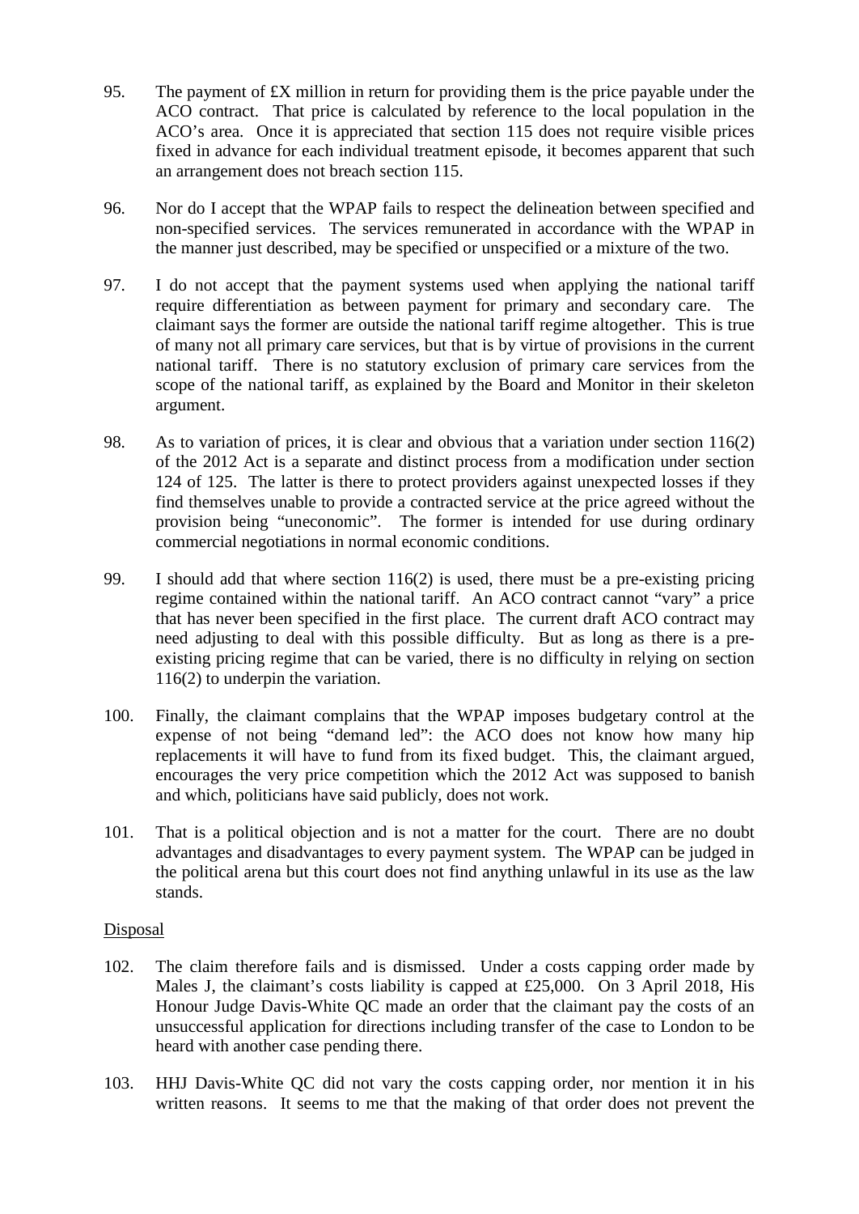95. The payment of £X million in return for providing them is the price payable under the ACO contract. That price is calculated by reference to the local population in the ACO's area. Once it is appreciated that section 115 does not require visible prices fixed in advance for each individual treatment episode, it becomes apparent that such an arrangement does not breach section 115.

96. Nor do I accept that the WPAP fails to respect the delineation between specified and non-specified services. The services remunerated in accordance with the WPAP in the manner just described, may be specified or unspecified or a mixture of the two.

97. I do not accept that the payment systems used when applying the national tariff require differentiation as between payment for primary and secondary care. The claimant says the former are outside the national tariff regime altogether. This is true of many not all primary care services, but that is by virtue of provisions in the current national tariff. There is no statutory exclusion of primary care services from the scope of the national tariff, as explained by the Board and Monitor in their skeleton argument.

98. As to variation of prices, it is clear and obvious that a variation under section 116(2) of the 2012 Act is a separate and distinct process from a modification under section 124 of 125. The latter is there to protect providers against unexpected losses if they find themselves unable to provide a contracted service at the price agreed without the provision being "uneconomic". The former is intended for use during ordinary commercial negotiations in normal economic conditions.

99. I should add that where section 116(2) is used, there must be a pre-existing pricing regime contained within the national tariff. An ACO contract cannot "vary" a price that has never been specified in the first place. The current draft ACO contract may need adjusting to deal with this possible difficulty. But as long as there is a pre-existing pricing regime that can be varied, there is no difficulty in relying on section 116(2) to underpin the variation.

100. Finally, the claimant complains that the WPAP imposes budgetary control at the expense of not being "demand led": the ACO does not know how many hip replacements it will have to fund from its fixed budget. This, the claimant argued, encourages the very price competition which the 2012 Act was supposed to banish and which, politicians have said publicly, does not work.

101. That is a political objection and is not a matter for the court. There are no doubt advantages and disadvantages to every payment system. The WPAP can be judged in the political arena but this court does not find anything unlawful in its use as the law stands.

Disposal

102. The claim therefore fails and is dismissed. Under a costs capping order made by Males J, the claimant's costs liability is capped at £25,000. On 3 April 2018, His Honour Judge Davis-White QC made an order that the claimant pay the costs of an unsuccessful application for directions including transfer of the case to London to be heard with another case pending there.

103. HHJ Davis-White QC did not vary the costs capping order, nor mention it in his written reasons. It seems to me that the making of that order does not prevent the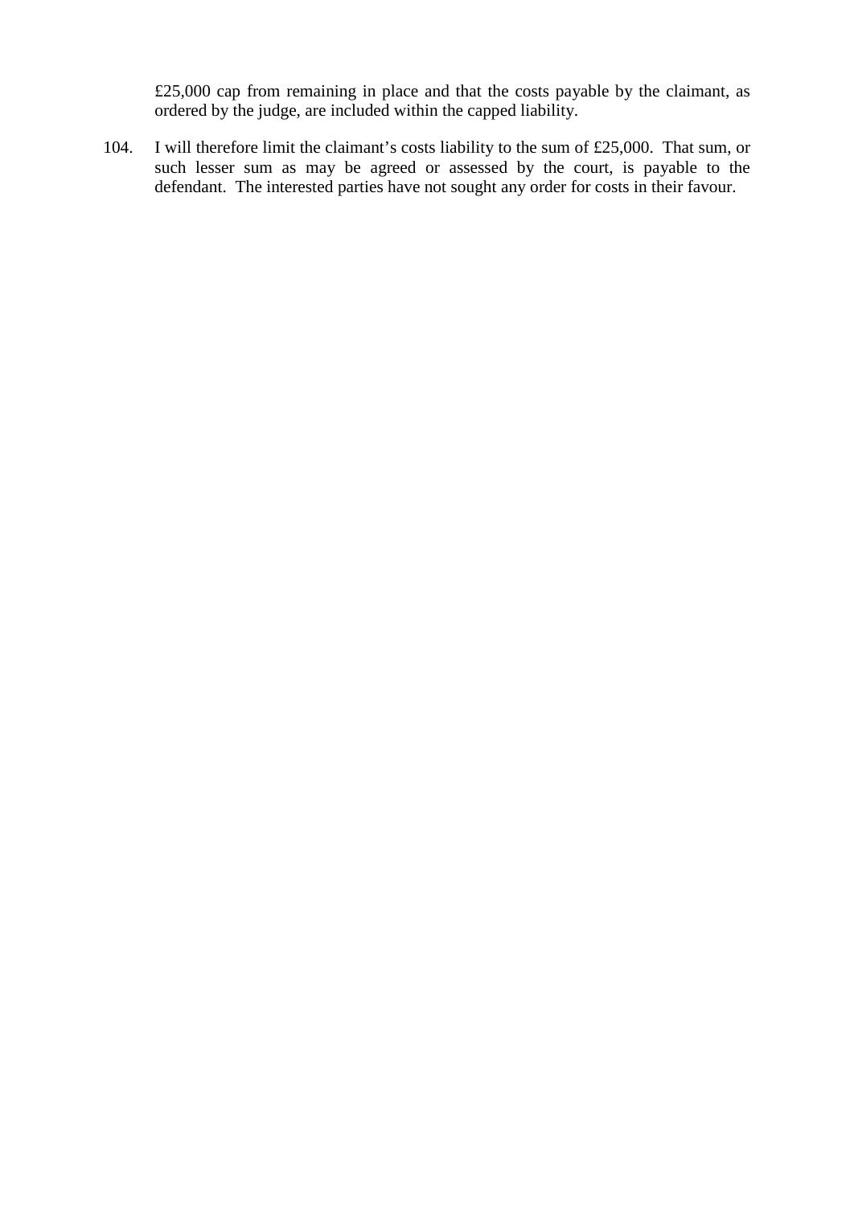£25,000 cap from remaining in place and that the costs payable by the claimant, as ordered by the judge, are included within the capped liability.

104. I will therefore limit the claimant's costs liability to the sum of £25,000. That sum, or such lesser sum as may be agreed or assessed by the court, is payable to the defendant. The interested parties have not sought any order for costs in their favour.